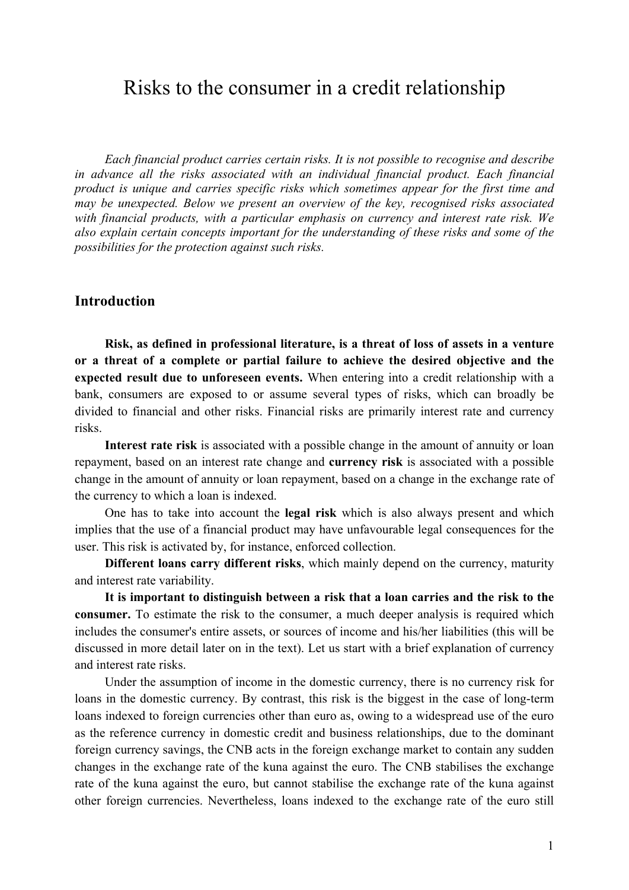# Risks to the consumer in a credit relationship

*Each financial product carries certain risks. It is not possible to recognise and describe in advance all the risks associated with an individual financial product. Each financial product is unique and carries specific risks which sometimes appear for the first time and may be unexpected. Below we present an overview of the key, recognised risks associated with financial products, with a particular emphasis on currency and interest rate risk. We also explain certain concepts important for the understanding of these risks and some of the possibilities for the protection against such risks.*

## Introduction

**Risk, as defined in professional literature, is a threat of loss of assets in a venture or a threat of a complete or partial failure to achieve the desired objective and the expected result due to unforeseen events.** When entering into a credit relationship with a bank, consumers are exposed to or assume several types of risks, which can broadly be divided to financial and other risks. Financial risks are primarily interest rate and currency risks.

**Interest rate risk** is associated with a possible change in the amount of annuity or loan repayment, based on an interest rate change and **currency risk** is associated with a possible change in the amount of annuity or loan repayment, based on a change in the exchange rate of the currency to which a loan is indexed.

One has to take into account the **legal risk** which is also always present and which implies that the use of a financial product may have unfavourable legal consequences for the user. This risk is activated by, for instance, enforced collection.

**Different loans carry different risks**, which mainly depend on the currency, maturity and interest rate variability.

**It is important to distinguish between a risk that a loan carries and the risk to the consumer.** To estimate the risk to the consumer, a much deeper analysis is required which includes the consumer's entire assets, or sources of income and his/her liabilities (this will be discussed in more detail later on in the text). Let us start with a brief explanation of currency and interest rate risks.

Under the assumption of income in the domestic currency, there is no currency risk for loans in the domestic currency. By contrast, this risk is the biggest in the case of long-term loans indexed to foreign currencies other than euro as, owing to a widespread use of the euro as the reference currency in domestic credit and business relationships, due to the dominant foreign currency savings, the CNB acts in the foreign exchange market to contain any sudden changes in the exchange rate of the kuna against the euro. The CNB stabilises the exchange rate of the kuna against the euro, but cannot stabilise the exchange rate of the kuna against other foreign currencies. Nevertheless, loans indexed to the exchange rate of the euro still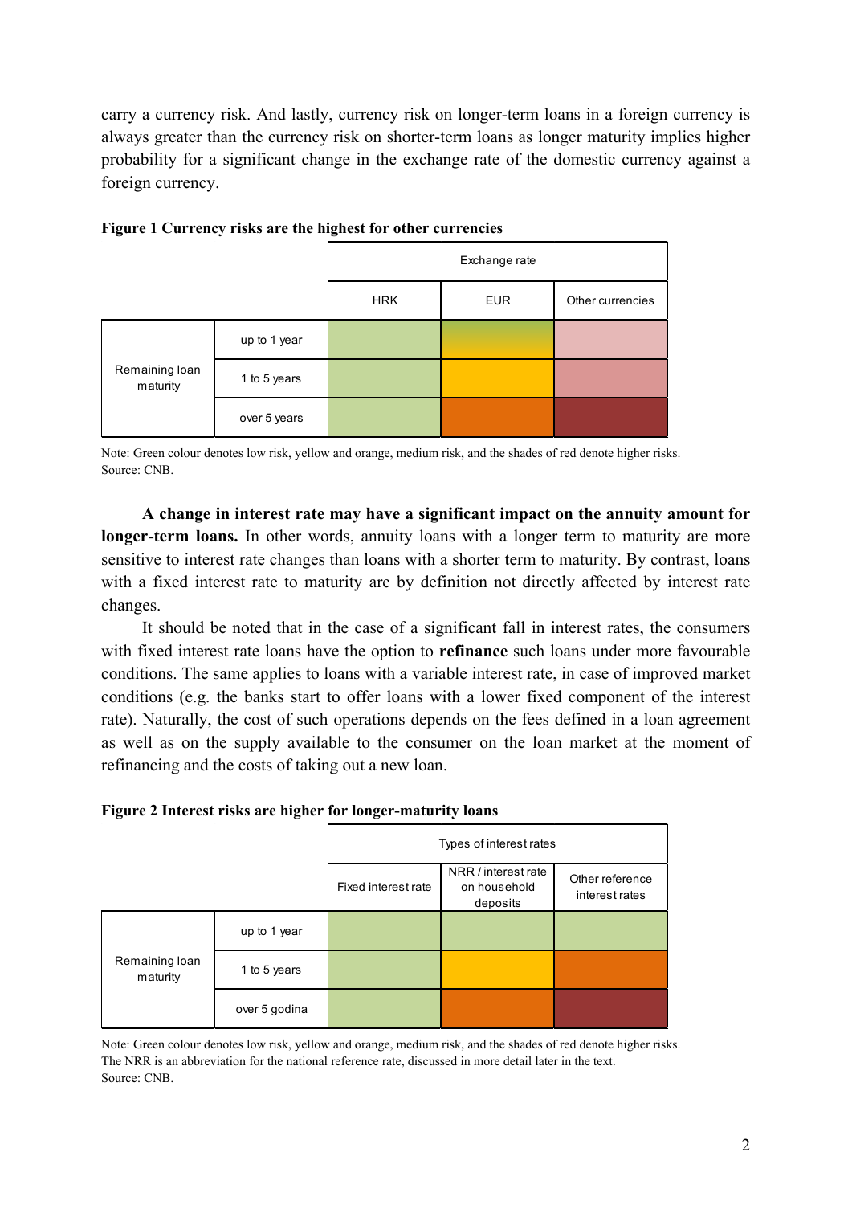carry a currency risk. And lastly, currency risk on longer-term loans in a foreign currency is always greater than the currency risk on shorter-term loans as longer maturity implies higher probability for a significant change in the exchange rate of the domestic currency against a foreign currency.

**Figure 1 Currency risks are the highest for other currencies**

| | | Exchange rate | | |
|---|---|---|---|---|
| | | HRK | EUR | Other currencies |
| Remaining loan maturity | up to 1 year | | | |
| | 1 to 5 years | | | |
| | over 5 years | | | |

Note: Green colour denotes low risk, yellow and orange, medium risk, and the shades of red denote higher risks.
Source: CNB.

**A change in interest rate may have a significant impact on the annuity amount for longer-term loans.** In other words, annuity loans with a longer term to maturity are more sensitive to interest rate changes than loans with a shorter term to maturity. By contrast, loans with a fixed interest rate to maturity are by definition not directly affected by interest rate changes.

It should be noted that in the case of a significant fall in interest rates, the consumers with fixed interest rate loans have the option to **refinance** such loans under more favourable conditions. The same applies to loans with a variable interest rate, in case of improved market conditions (e.g. the banks start to offer loans with a lower fixed component of the interest rate). Naturally, the cost of such operations depends on the fees defined in a loan agreement as well as on the supply available to the consumer on the loan market at the moment of refinancing and the costs of taking out a new loan.

**Figure 2 Interest risks are higher for longer-maturity loans**

| | | Types of interest rates | | |
|---|---|---|---|---|
| | | Fixed interest rate | NRR / interest rate on household deposits | Other reference interest rates |
| Remaining loan maturity | up to 1 year | | | |
| | 1 to 5 years | | | |
| | over 5 godina | | | |

Note: Green colour denotes low risk, yellow and orange, medium risk, and the shades of red denote higher risks.
The NRR is an abbreviation for the national reference rate, discussed in more detail later in the text.
Source: CNB.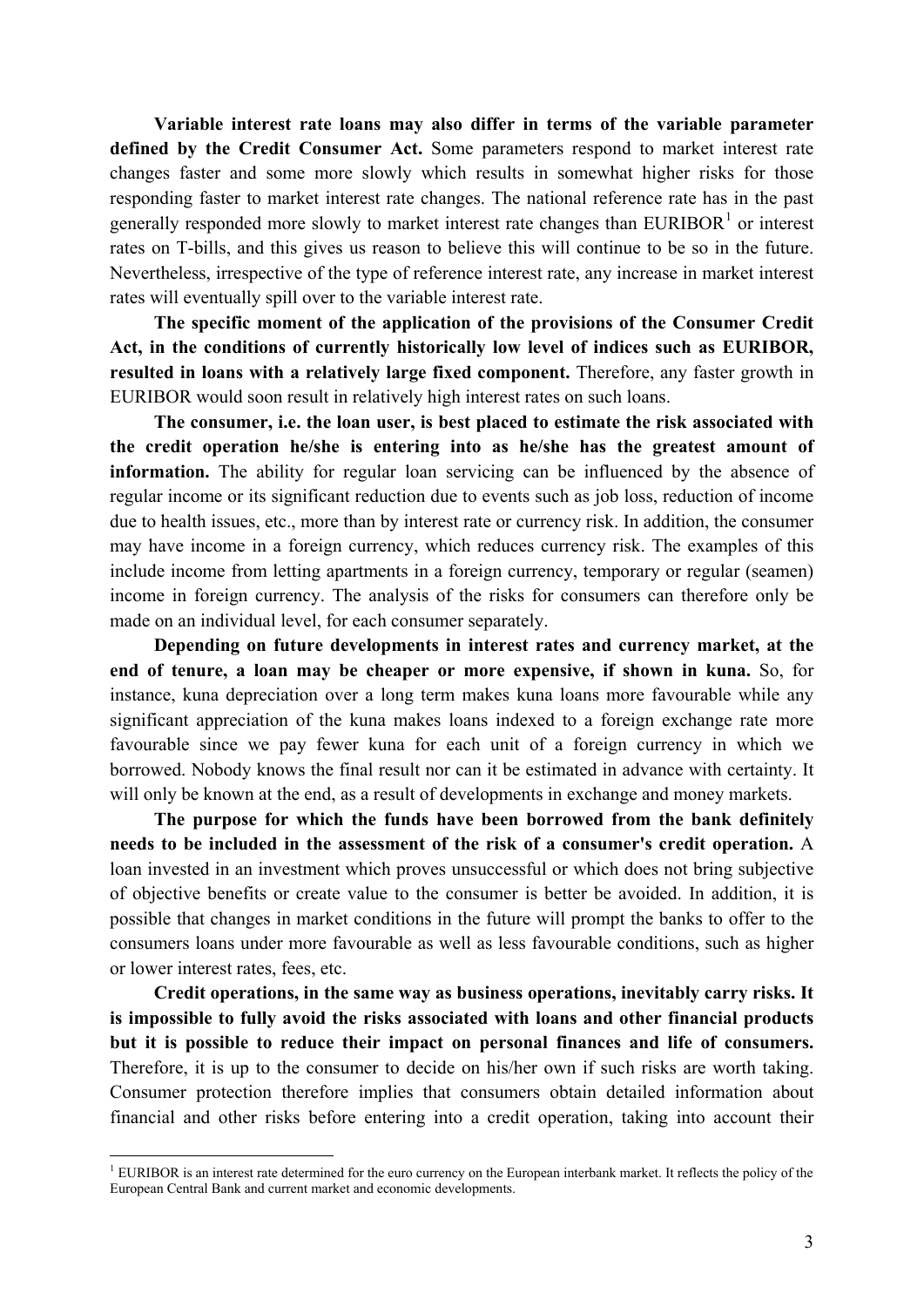**Variable interest rate loans may also differ in terms of the variable parameter defined by the Credit Consumer Act.** Some parameters respond to market interest rate changes faster and some more slowly which results in somewhat higher risks for those responding faster to market interest rate changes. The national reference rate has in the past generally responded more slowly to market interest rate changes than EURIBOR[1] or interest rates on T-bills, and this gives us reason to believe this will continue to be so in the future. Nevertheless, irrespective of the type of reference interest rate, any increase in market interest rates will eventually spill over to the variable interest rate.

**The specific moment of the application of the provisions of the Consumer Credit Act, in the conditions of currently historically low level of indices such as EURIBOR, resulted in loans with a relatively large fixed component.** Therefore, any faster growth in EURIBOR would soon result in relatively high interest rates on such loans.

**The consumer, i.e. the loan user, is best placed to estimate the risk associated with the credit operation he/she is entering into as he/she has the greatest amount of information.** The ability for regular loan servicing can be influenced by the absence of regular income or its significant reduction due to events such as job loss, reduction of income due to health issues, etc., more than by interest rate or currency risk. In addition, the consumer may have income in a foreign currency, which reduces currency risk. The examples of this include income from letting apartments in a foreign currency, temporary or regular (seamen) income in foreign currency. The analysis of the risks for consumers can therefore only be made on an individual level, for each consumer separately.

**Depending on future developments in interest rates and currency market, at the end of tenure, a loan may be cheaper or more expensive, if shown in kuna.** So, for instance, kuna depreciation over a long term makes kuna loans more favourable while any significant appreciation of the kuna makes loans indexed to a foreign exchange rate more favourable since we pay fewer kuna for each unit of a foreign currency in which we borrowed. Nobody knows the final result nor can it be estimated in advance with certainty. It will only be known at the end, as a result of developments in exchange and money markets.

**The purpose for which the funds have been borrowed from the bank definitely needs to be included in the assessment of the risk of a consumer's credit operation.** A loan invested in an investment which proves unsuccessful or which does not bring subjective of objective benefits or create value to the consumer is better be avoided. In addition, it is possible that changes in market conditions in the future will prompt the banks to offer to the consumers loans under more favourable as well as less favourable conditions, such as higher or lower interest rates, fees, etc.

**Credit operations, in the same way as business operations, inevitably carry risks. It is impossible to fully avoid the risks associated with loans and other financial products but it is possible to reduce their impact on personal finances and life of consumers.** Therefore, it is up to the consumer to decide on his/her own if such risks are worth taking. Consumer protection therefore implies that consumers obtain detailed information about financial and other risks before entering into a credit operation, taking into account their

---

[1] EURIBOR is an interest rate determined for the euro currency on the European interbank market. It reflects the policy of the European Central Bank and current market and economic developments.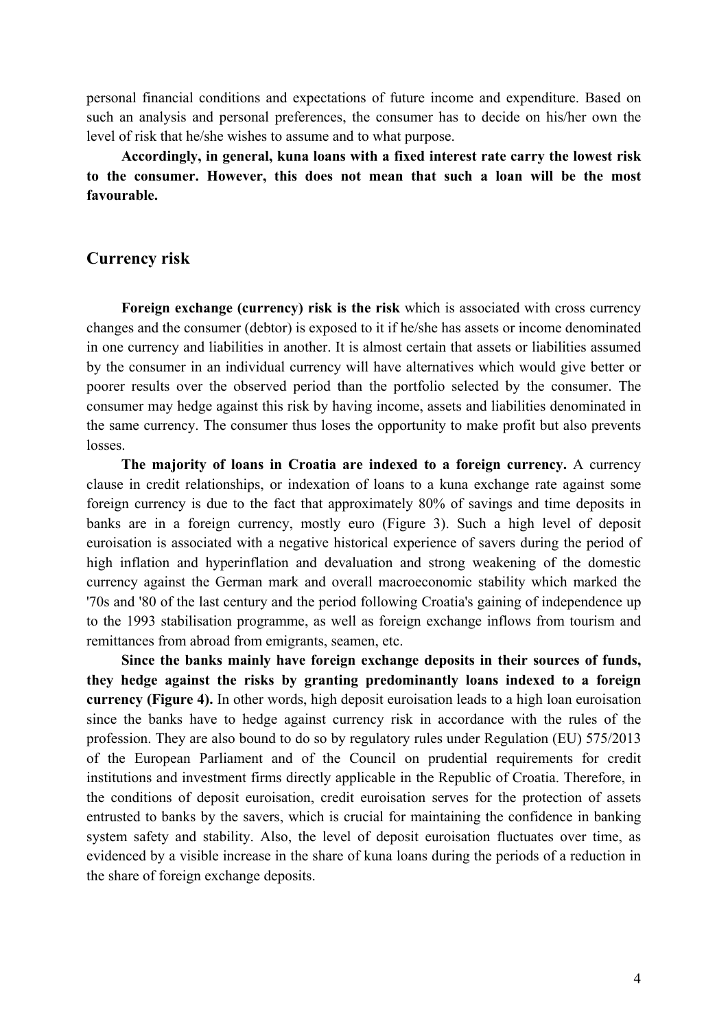personal financial conditions and expectations of future income and expenditure. Based on such an analysis and personal preferences, the consumer has to decide on his/her own the level of risk that he/she wishes to assume and to what purpose.

**Accordingly, in general, kuna loans with a fixed interest rate carry the lowest risk to the consumer. However, this does not mean that such a loan will be the most favourable.**

## Currency risk

**Foreign exchange (currency) risk is the risk** which is associated with cross currency changes and the consumer (debtor) is exposed to it if he/she has assets or income denominated in one currency and liabilities in another. It is almost certain that assets or liabilities assumed by the consumer in an individual currency will have alternatives which would give better or poorer results over the observed period than the portfolio selected by the consumer. The consumer may hedge against this risk by having income, assets and liabilities denominated in the same currency. The consumer thus loses the opportunity to make profit but also prevents losses.

**The majority of loans in Croatia are indexed to a foreign currency.** A currency clause in credit relationships, or indexation of loans to a kuna exchange rate against some foreign currency is due to the fact that approximately 80% of savings and time deposits in banks are in a foreign currency, mostly euro (Figure 3). Such a high level of deposit euroisation is associated with a negative historical experience of savers during the period of high inflation and hyperinflation and devaluation and strong weakening of the domestic currency against the German mark and overall macroeconomic stability which marked the '70s and '80 of the last century and the period following Croatia's gaining of independence up to the 1993 stabilisation programme, as well as foreign exchange inflows from tourism and remittances from abroad from emigrants, seamen, etc.

**Since the banks mainly have foreign exchange deposits in their sources of funds, they hedge against the risks by granting predominantly loans indexed to a foreign currency (Figure 4).** In other words, high deposit euroisation leads to a high loan euroisation since the banks have to hedge against currency risk in accordance with the rules of the profession. They are also bound to do so by regulatory rules under Regulation (EU) 575/2013 of the European Parliament and of the Council on prudential requirements for credit institutions and investment firms directly applicable in the Republic of Croatia. Therefore, in the conditions of deposit euroisation, credit euroisation serves for the protection of assets entrusted to banks by the savers, which is crucial for maintaining the confidence in banking system safety and stability. Also, the level of deposit euroisation fluctuates over time, as evidenced by a visible increase in the share of kuna loans during the periods of a reduction in the share of foreign exchange deposits.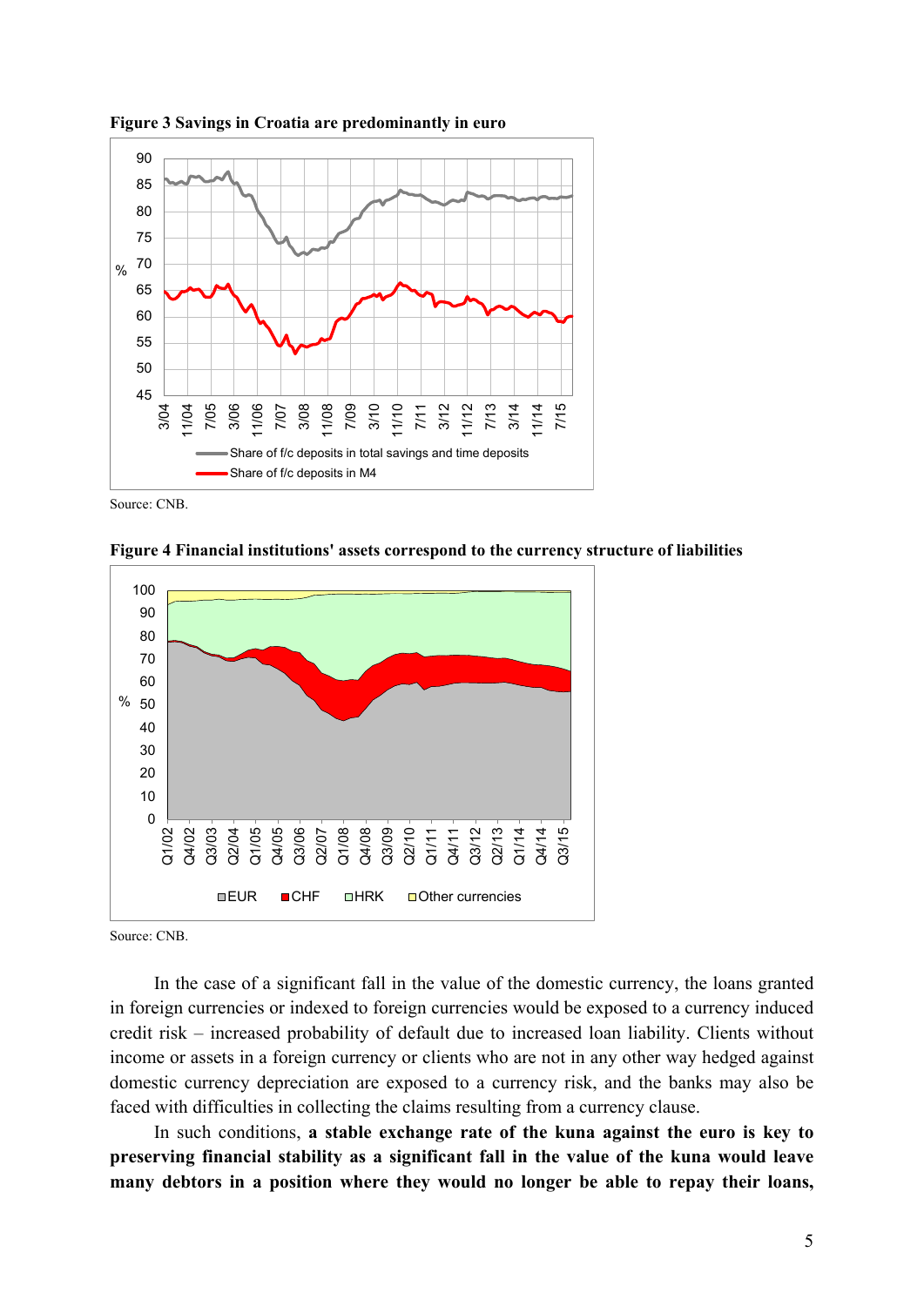**Figure 3 Savings in Croatia are predominantly in euro**

Source: CNB.

**Figure 4 Financial institutions' assets correspond to the currency structure of liabilities**

Source: CNB.

In the case of a significant fall in the value of the domestic currency, the loans granted in foreign currencies or indexed to foreign currencies would be exposed to a currency induced credit risk – increased probability of default due to increased loan liability. Clients without income or assets in a foreign currency or clients who are not in any other way hedged against domestic currency depreciation are exposed to a currency risk, and the banks may also be faced with difficulties in collecting the claims resulting from a currency clause.

In such conditions, **a stable exchange rate of the kuna against the euro is key to preserving financial stability as a significant fall in the value of the kuna would leave many debtors in a position where they would no longer be able to repay their loans,**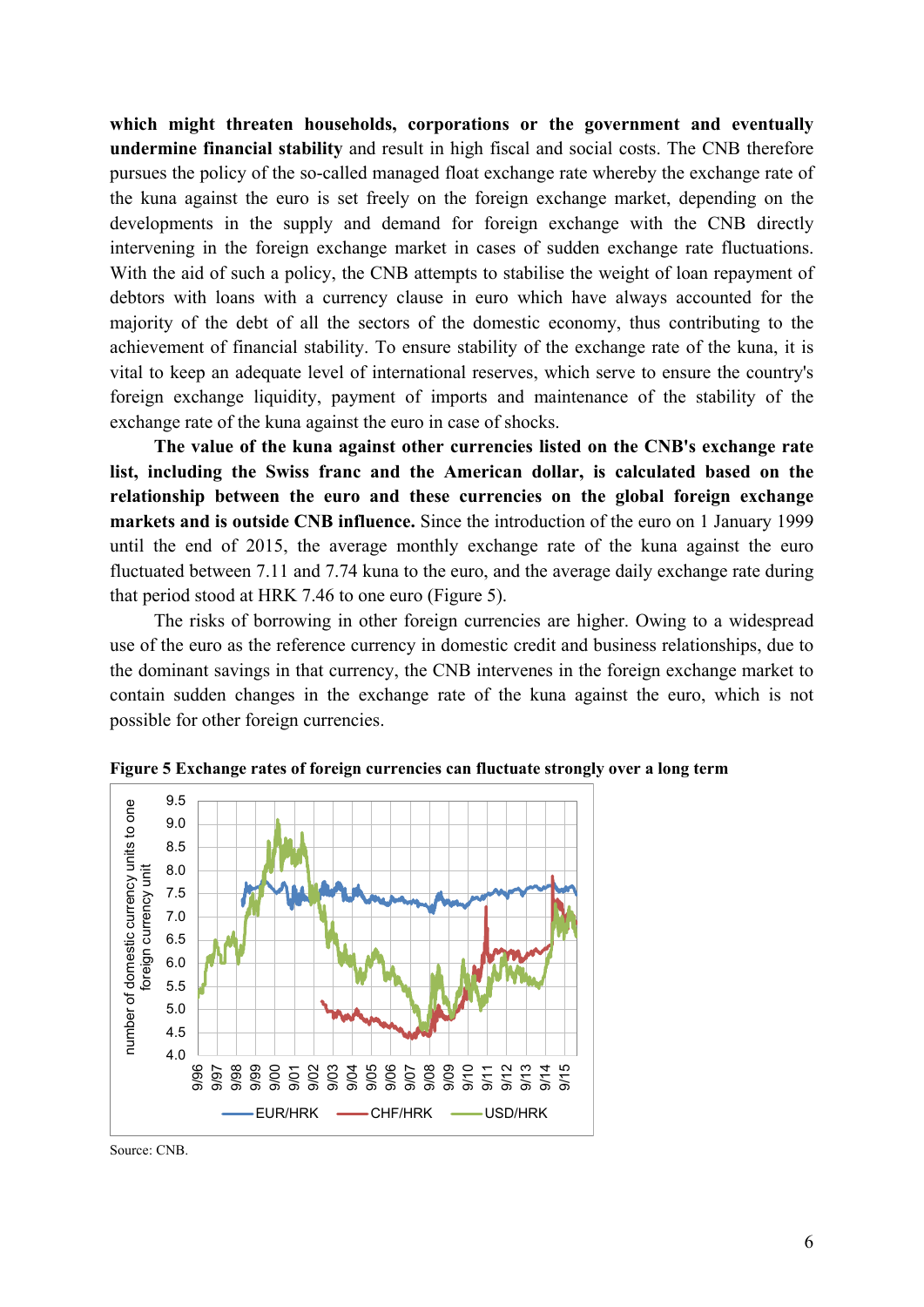**which might threaten households, corporations or the government and eventually undermine financial stability** and result in high fiscal and social costs. The CNB therefore pursues the policy of the so-called managed float exchange rate whereby the exchange rate of the kuna against the euro is set freely on the foreign exchange market, depending on the developments in the supply and demand for foreign exchange with the CNB directly intervening in the foreign exchange market in cases of sudden exchange rate fluctuations. With the aid of such a policy, the CNB attempts to stabilise the weight of loan repayment of debtors with loans with a currency clause in euro which have always accounted for the majority of the debt of all the sectors of the domestic economy, thus contributing to the achievement of financial stability. To ensure stability of the exchange rate of the kuna, it is vital to keep an adequate level of international reserves, which serve to ensure the country's foreign exchange liquidity, payment of imports and maintenance of the stability of the exchange rate of the kuna against the euro in case of shocks.

**The value of the kuna against other currencies listed on the CNB's exchange rate list, including the Swiss franc and the American dollar, is calculated based on the relationship between the euro and these currencies on the global foreign exchange markets and is outside CNB influence.** Since the introduction of the euro on 1 January 1999 until the end of 2015, the average monthly exchange rate of the kuna against the euro fluctuated between 7.11 and 7.74 kuna to the euro, and the average daily exchange rate during that period stood at HRK 7.46 to one euro (Figure 5).

The risks of borrowing in other foreign currencies are higher. Owing to a widespread use of the euro as the reference currency in domestic credit and business relationships, due to the dominant savings in that currency, the CNB intervenes in the foreign exchange market to contain sudden changes in the exchange rate of the kuna against the euro, which is not possible for other foreign currencies.

**Figure 5 Exchange rates of foreign currencies can fluctuate strongly over a long term**

Source: CNB.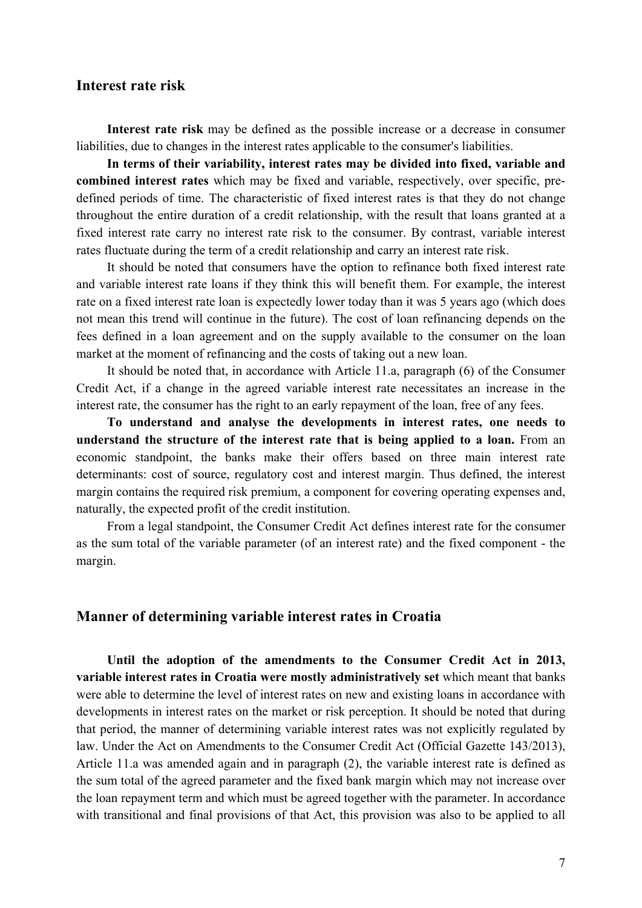## Interest rate risk

**Interest rate risk** may be defined as the possible increase or a decrease in consumer liabilities, due to changes in the interest rates applicable to the consumer's liabilities.

**In terms of their variability, interest rates may be divided into fixed, variable and combined interest rates** which may be fixed and variable, respectively, over specific, pre-defined periods of time. The characteristic of fixed interest rates is that they do not change throughout the entire duration of a credit relationship, with the result that loans granted at a fixed interest rate carry no interest rate risk to the consumer. By contrast, variable interest rates fluctuate during the term of a credit relationship and carry an interest rate risk.

It should be noted that consumers have the option to refinance both fixed interest rate and variable interest rate loans if they think this will benefit them. For example, the interest rate on a fixed interest rate loan is expectedly lower today than it was 5 years ago (which does not mean this trend will continue in the future). The cost of loan refinancing depends on the fees defined in a loan agreement and on the supply available to the consumer on the loan market at the moment of refinancing and the costs of taking out a new loan.

It should be noted that, in accordance with Article 11.a, paragraph (6) of the Consumer Credit Act, if a change in the agreed variable interest rate necessitates an increase in the interest rate, the consumer has the right to an early repayment of the loan, free of any fees.

**To understand and analyse the developments in interest rates, one needs to understand the structure of the interest rate that is being applied to a loan.** From an economic standpoint, the banks make their offers based on three main interest rate determinants: cost of source, regulatory cost and interest margin. Thus defined, the interest margin contains the required risk premium, a component for covering operating expenses and, naturally, the expected profit of the credit institution.

From a legal standpoint, the Consumer Credit Act defines interest rate for the consumer as the sum total of the variable parameter (of an interest rate) and the fixed component - the margin.

## Manner of determining variable interest rates in Croatia

**Until the adoption of the amendments to the Consumer Credit Act in 2013, variable interest rates in Croatia were mostly administratively set** which meant that banks were able to determine the level of interest rates on new and existing loans in accordance with developments in interest rates on the market or risk perception. It should be noted that during that period, the manner of determining variable interest rates was not explicitly regulated by law. Under the Act on Amendments to the Consumer Credit Act (Official Gazette 143/2013), Article 11.a was amended again and in paragraph (2), the variable interest rate is defined as the sum total of the agreed parameter and the fixed bank margin which may not increase over the loan repayment term and which must be agreed together with the parameter. In accordance with transitional and final provisions of that Act, this provision was also to be applied to all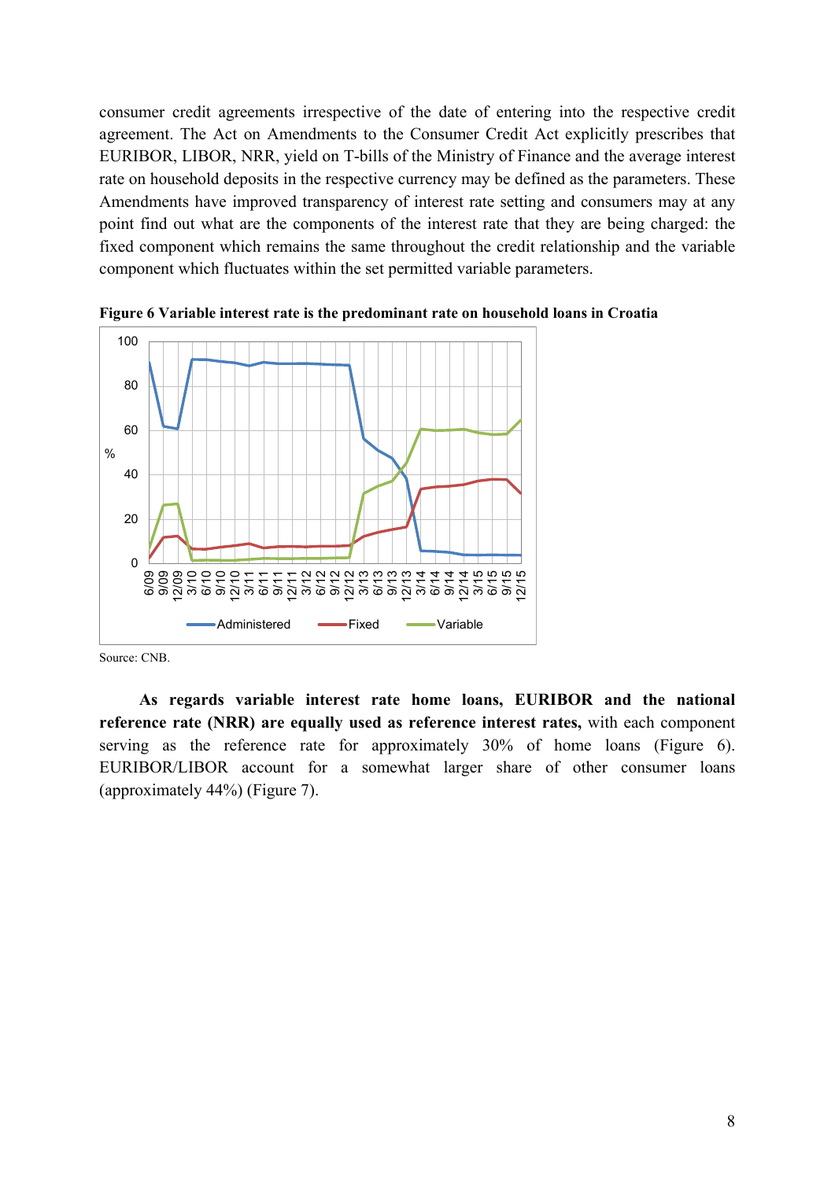consumer credit agreements irrespective of the date of entering into the respective credit agreement. The Act on Amendments to the Consumer Credit Act explicitly prescribes that EURIBOR, LIBOR, NRR, yield on T-bills of the Ministry of Finance and the average interest rate on household deposits in the respective currency may be defined as the parameters. These Amendments have improved transparency of interest rate setting and consumers may at any point find out what are the components of the interest rate that they are being charged: the fixed component which remains the same throughout the credit relationship and the variable component which fluctuates within the set permitted variable parameters.

**Figure 6 Variable interest rate is the predominant rate on household loans in Croatia**

Source: CNB.

**As regards variable interest rate home loans, EURIBOR and the national reference rate (NRR) are equally used as reference interest rates,** with each component serving as the reference rate for approximately 30% of home loans (Figure 6). EURIBOR/LIBOR account for a somewhat larger share of other consumer loans (approximately 44%) (Figure 7).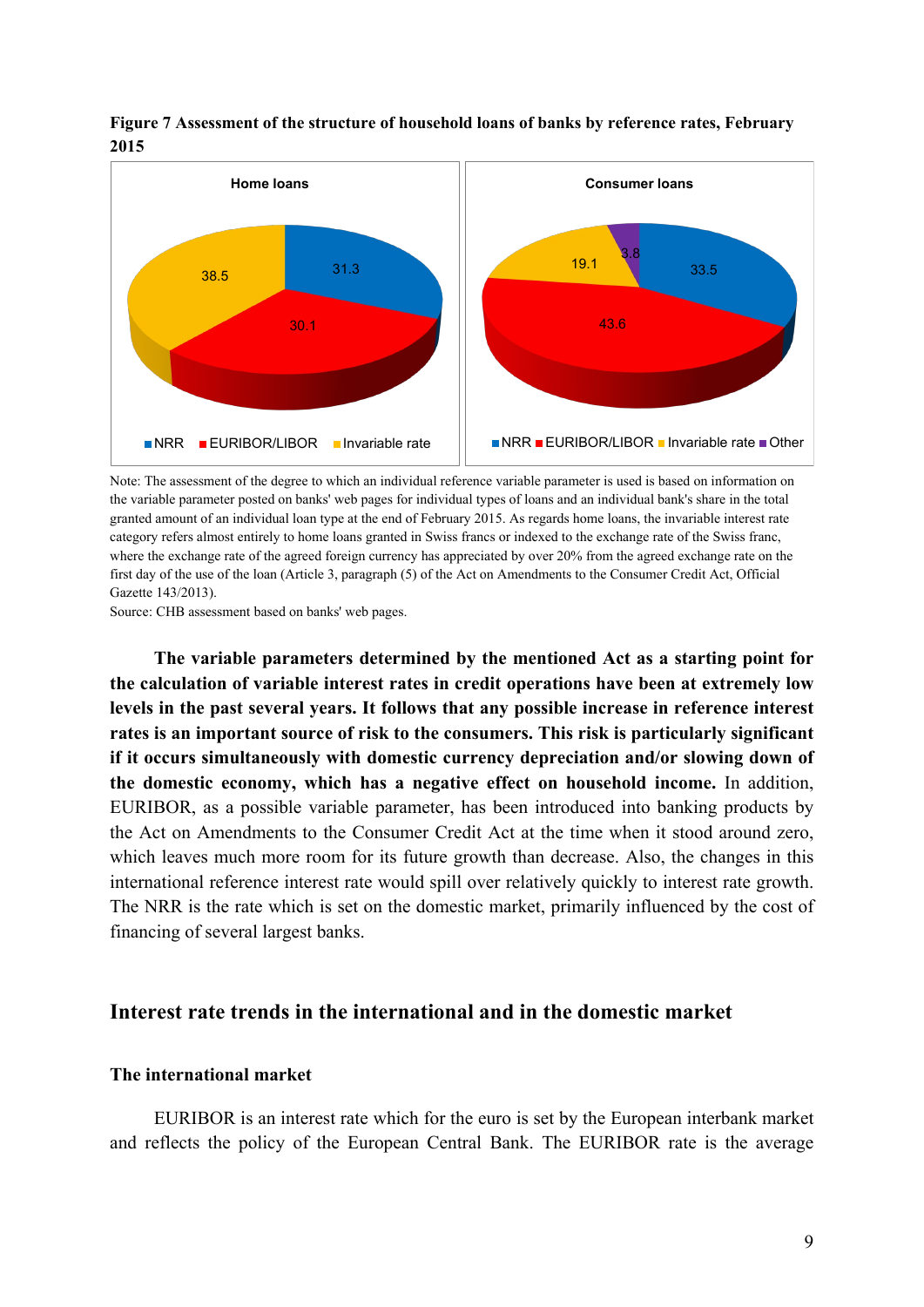**Figure 7 Assessment of the structure of household loans of banks by reference rates, February 2015**

Home loans: NRR 31.3; EURIBOR/LIBOR 30.1; Invariable rate 38.5

Consumer loans: NRR 33.5; EURIBOR/LIBOR 43.6; Invariable rate 19.1; Other 3.8

Note: The assessment of the degree to which an individual reference variable parameter is used is based on information on the variable parameter posted on banks' web pages for individual types of loans and an individual bank's share in the total granted amount of an individual loan type at the end of February 2015. As regards home loans, the invariable interest rate category refers almost entirely to home loans granted in Swiss francs or indexed to the exchange rate of the Swiss franc, where the exchange rate of the agreed foreign currency has appreciated by over 20% from the agreed exchange rate on the first day of the use of the loan (Article 3, paragraph (5) of the Act on Amendments to the Consumer Credit Act, Official Gazette 143/2013).

Source: CHB assessment based on banks' web pages.

**The variable parameters determined by the mentioned Act as a starting point for the calculation of variable interest rates in credit operations have been at extremely low levels in the past several years. It follows that any possible increase in reference interest rates is an important source of risk to the consumers. This risk is particularly significant if it occurs simultaneously with domestic currency depreciation and/or slowing down of the domestic economy, which has a negative effect on household income.** In addition, EURIBOR, as a possible variable parameter, has been introduced into banking products by the Act on Amendments to the Consumer Credit Act at the time when it stood around zero, which leaves much more room for its future growth than decrease. Also, the changes in this international reference interest rate would spill over relatively quickly to interest rate growth. The NRR is the rate which is set on the domestic market, primarily influenced by the cost of financing of several largest banks.

## Interest rate trends in the international and in the domestic market

### The international market

EURIBOR is an interest rate which for the euro is set by the European interbank market and reflects the policy of the European Central Bank. The EURIBOR rate is the average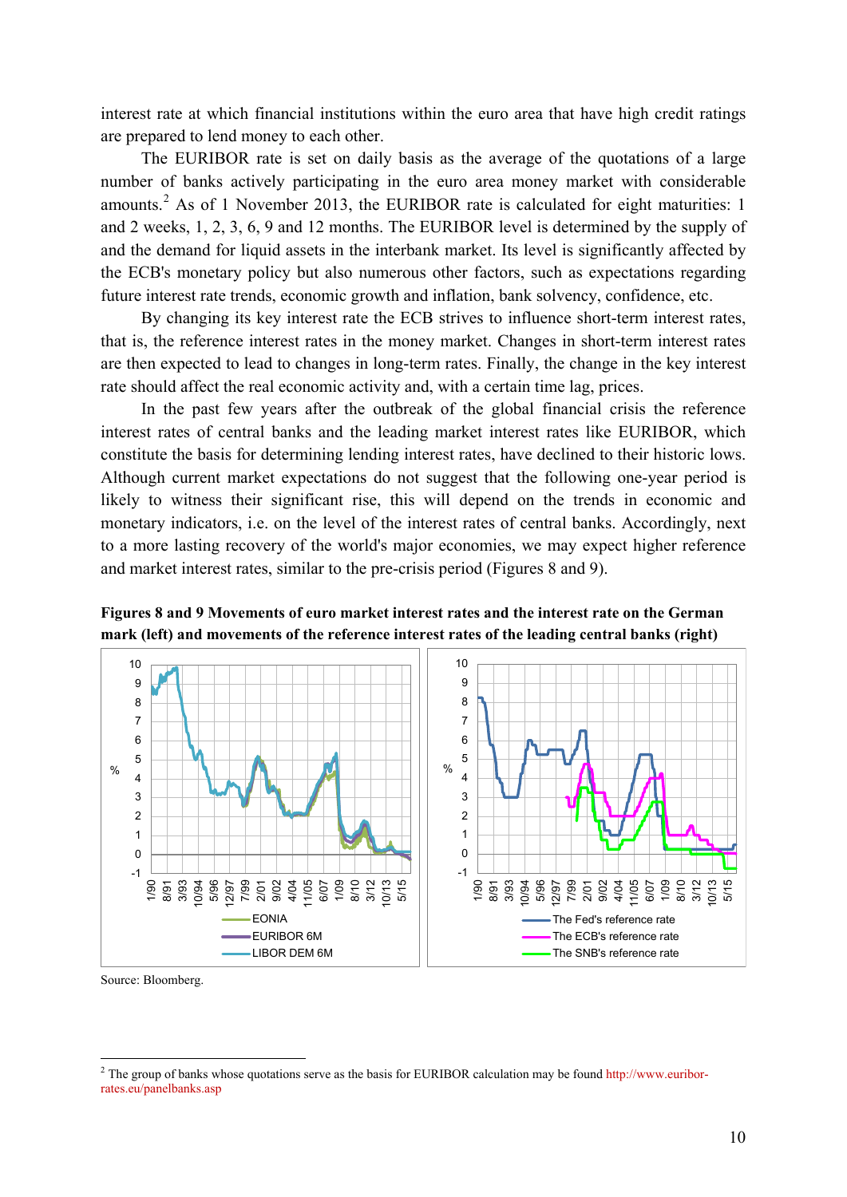interest rate at which financial institutions within the euro area that have high credit ratings are prepared to lend money to each other.

The EURIBOR rate is set on daily basis as the average of the quotations of a large number of banks actively participating in the euro area money market with considerable amounts.[2] As of 1 November 2013, the EURIBOR rate is calculated for eight maturities: 1 and 2 weeks, 1, 2, 3, 6, 9 and 12 months. The EURIBOR level is determined by the supply of and the demand for liquid assets in the interbank market. Its level is significantly affected by the ECB's monetary policy but also numerous other factors, such as expectations regarding future interest rate trends, economic growth and inflation, bank solvency, confidence, etc.

By changing its key interest rate the ECB strives to influence short-term interest rates, that is, the reference interest rates in the money market. Changes in short-term interest rates are then expected to lead to changes in long-term rates. Finally, the change in the key interest rate should affect the real economic activity and, with a certain time lag, prices.

In the past few years after the outbreak of the global financial crisis the reference interest rates of central banks and the leading market interest rates like EURIBOR, which constitute the basis for determining lending interest rates, have declined to their historic lows. Although current market expectations do not suggest that the following one-year period is likely to witness their significant rise, this will depend on the trends in economic and monetary indicators, i.e. on the level of the interest rates of central banks. Accordingly, next to a more lasting recovery of the world's major economies, we may expect higher reference and market interest rates, similar to the pre-crisis period (Figures 8 and 9).

**Figures 8 and 9 Movements of euro market interest rates and the interest rate on the German mark (left) and movements of the reference interest rates of the leading central banks (right)**

Source: Bloomberg.

---

[2] The group of banks whose quotations serve as the basis for EURIBOR calculation may be found http://www.euribor-rates.eu/panelbanks.asp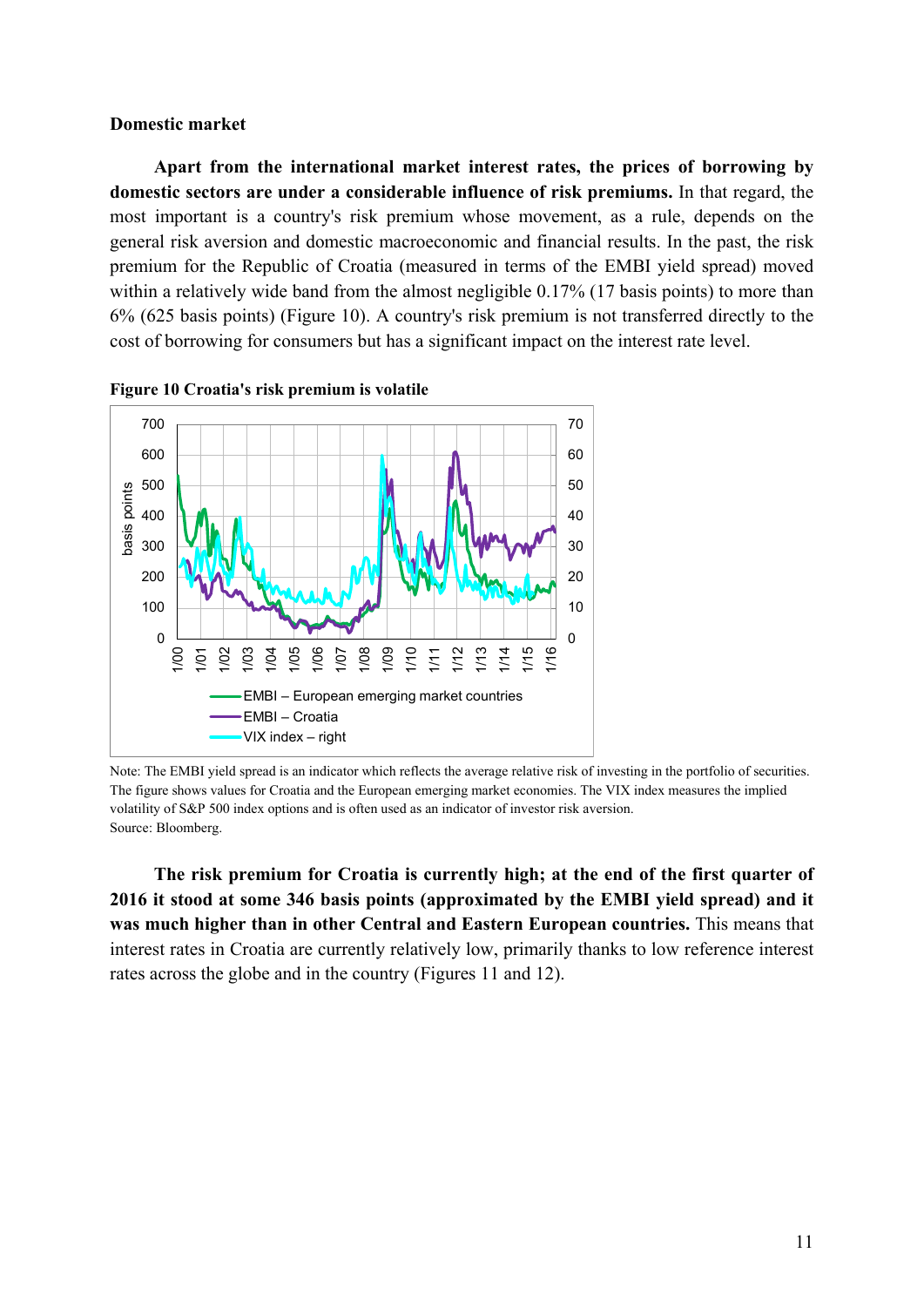**Domestic market**

**Apart from the international market interest rates, the prices of borrowing by domestic sectors are under a considerable influence of risk premiums.** In that regard, the most important is a country's risk premium whose movement, as a rule, depends on the general risk aversion and domestic macroeconomic and financial results. In the past, the risk premium for the Republic of Croatia (measured in terms of the EMBI yield spread) moved within a relatively wide band from the almost negligible 0.17% (17 basis points) to more than 6% (625 basis points) (Figure 10). A country's risk premium is not transferred directly to the cost of borrowing for consumers but has a significant impact on the interest rate level.

**Figure 10 Croatia's risk premium is volatile**

Note: The EMBI yield spread is an indicator which reflects the average relative risk of investing in the portfolio of securities. The figure shows values for Croatia and the European emerging market economies. The VIX index measures the implied volatility of S&P 500 index options and is often used as an indicator of investor risk aversion.
Source: Bloomberg.

**The risk premium for Croatia is currently high; at the end of the first quarter of 2016 it stood at some 346 basis points (approximated by the EMBI yield spread) and it was much higher than in other Central and Eastern European countries.** This means that interest rates in Croatia are currently relatively low, primarily thanks to low reference interest rates across the globe and in the country (Figures 11 and 12).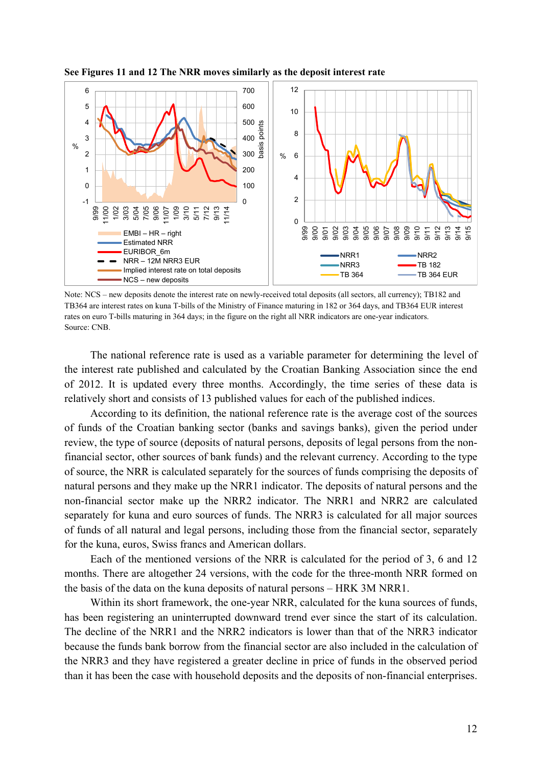**See Figures 11 and 12 The NRR moves similarly as the deposit interest rate**

Note: NCS – new deposits denote the interest rate on newly-received total deposits (all sectors, all currency); TB182 and TB364 are interest rates on kuna T-bills of the Ministry of Finance maturing in 182 or 364 days, and TB364 EUR interest rates on euro T-bills maturing in 364 days; in the figure on the right all NRR indicators are one-year indicators.
Source: CNB.

The national reference rate is used as a variable parameter for determining the level of the interest rate published and calculated by the Croatian Banking Association since the end of 2012. It is updated every three months. Accordingly, the time series of these data is relatively short and consists of 13 published values for each of the published indices.

According to its definition, the national reference rate is the average cost of the sources of funds of the Croatian banking sector (banks and savings banks), given the period under review, the type of source (deposits of natural persons, deposits of legal persons from the non-financial sector, other sources of bank funds) and the relevant currency. According to the type of source, the NRR is calculated separately for the sources of funds comprising the deposits of natural persons and they make up the NRR1 indicator. The deposits of natural persons and the non-financial sector make up the NRR2 indicator. The NRR1 and NRR2 are calculated separately for kuna and euro sources of funds. The NRR3 is calculated for all major sources of funds of all natural and legal persons, including those from the financial sector, separately for the kuna, euros, Swiss francs and American dollars.

Each of the mentioned versions of the NRR is calculated for the period of 3, 6 and 12 months. There are altogether 24 versions, with the code for the three-month NRR formed on the basis of the data on the kuna deposits of natural persons – HRK 3M NRR1.

Within its short framework, the one-year NRR, calculated for the kuna sources of funds, has been registering an uninterrupted downward trend ever since the start of its calculation. The decline of the NRR1 and the NRR2 indicators is lower than that of the NRR3 indicator because the funds bank borrow from the financial sector are also included in the calculation of the NRR3 and they have registered a greater decline in price of funds in the observed period than it has been the case with household deposits and the deposits of non-financial enterprises.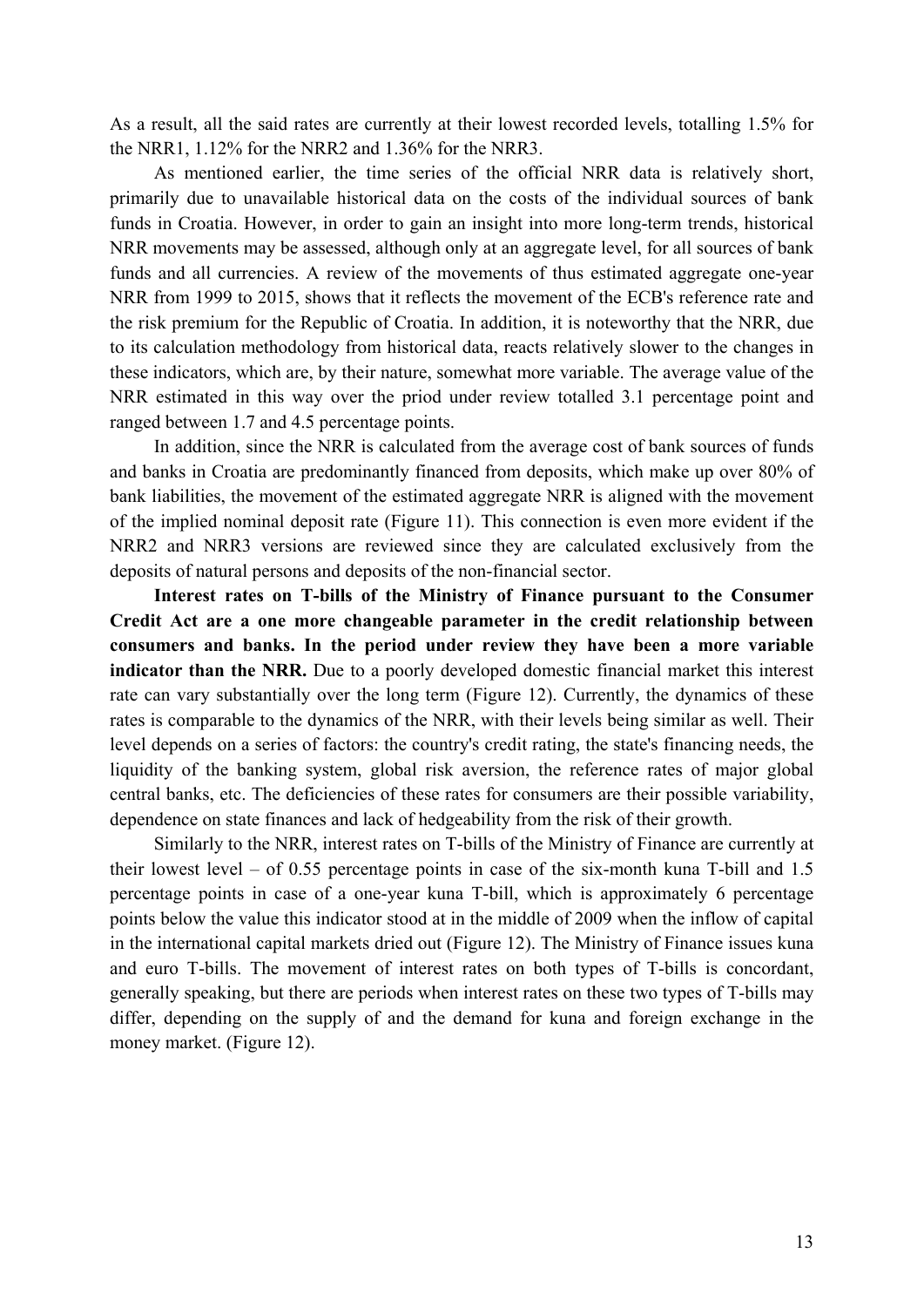As a result, all the said rates are currently at their lowest recorded levels, totalling 1.5% for the NRR1, 1.12% for the NRR2 and 1.36% for the NRR3.

As mentioned earlier, the time series of the official NRR data is relatively short, primarily due to unavailable historical data on the costs of the individual sources of bank funds in Croatia. However, in order to gain an insight into more long-term trends, historical NRR movements may be assessed, although only at an aggregate level, for all sources of bank funds and all currencies. A review of the movements of thus estimated aggregate one-year NRR from 1999 to 2015, shows that it reflects the movement of the ECB's reference rate and the risk premium for the Republic of Croatia. In addition, it is noteworthy that the NRR, due to its calculation methodology from historical data, reacts relatively slower to the changes in these indicators, which are, by their nature, somewhat more variable. The average value of the NRR estimated in this way over the priod under review totalled 3.1 percentage point and ranged between 1.7 and 4.5 percentage points.

In addition, since the NRR is calculated from the average cost of bank sources of funds and banks in Croatia are predominantly financed from deposits, which make up over 80% of bank liabilities, the movement of the estimated aggregate NRR is aligned with the movement of the implied nominal deposit rate (Figure 11). This connection is even more evident if the NRR2 and NRR3 versions are reviewed since they are calculated exclusively from the deposits of natural persons and deposits of the non-financial sector.

**Interest rates on T-bills of the Ministry of Finance pursuant to the Consumer Credit Act are a one more changeable parameter in the credit relationship between consumers and banks. In the period under review they have been a more variable indicator than the NRR.** Due to a poorly developed domestic financial market this interest rate can vary substantially over the long term (Figure 12). Currently, the dynamics of these rates is comparable to the dynamics of the NRR, with their levels being similar as well. Their level depends on a series of factors: the country's credit rating, the state's financing needs, the liquidity of the banking system, global risk aversion, the reference rates of major global central banks, etc. The deficiencies of these rates for consumers are their possible variability, dependence on state finances and lack of hedgeability from the risk of their growth.

Similarly to the NRR, interest rates on T-bills of the Ministry of Finance are currently at their lowest level – of 0.55 percentage points in case of the six-month kuna T-bill and 1.5 percentage points in case of a one-year kuna T-bill, which is approximately 6 percentage points below the value this indicator stood at in the middle of 2009 when the inflow of capital in the international capital markets dried out (Figure 12). The Ministry of Finance issues kuna and euro T-bills. The movement of interest rates on both types of T-bills is concordant, generally speaking, but there are periods when interest rates on these two types of T-bills may differ, depending on the supply of and the demand for kuna and foreign exchange in the money market. (Figure 12).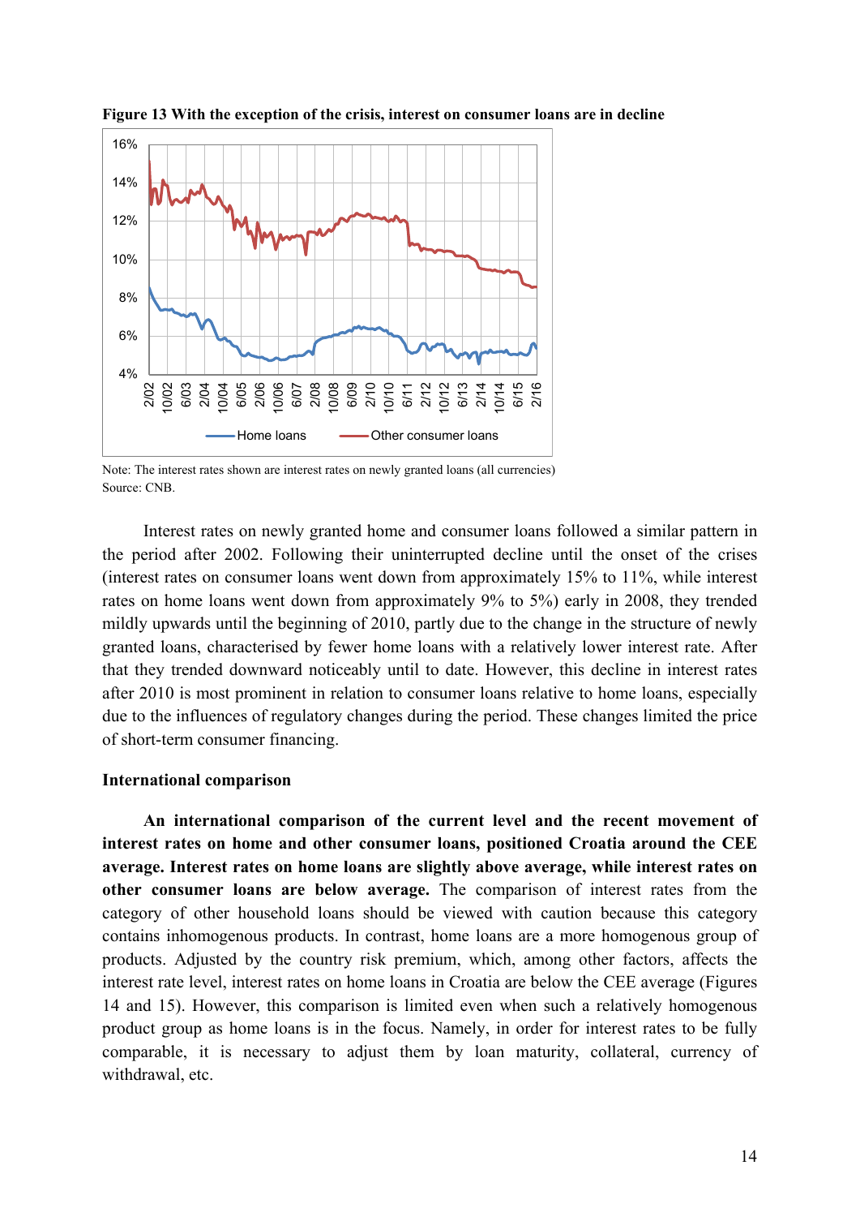**Figure 13 With the exception of the crisis, interest on consumer loans are in decline**

Note: The interest rates shown are interest rates on newly granted loans (all currencies)
Source: CNB.

Interest rates on newly granted home and consumer loans followed a similar pattern in the period after 2002. Following their uninterrupted decline until the onset of the crises (interest rates on consumer loans went down from approximately 15% to 11%, while interest rates on home loans went down from approximately 9% to 5%) early in 2008, they trended mildly upwards until the beginning of 2010, partly due to the change in the structure of newly granted loans, characterised by fewer home loans with a relatively lower interest rate. After that they trended downward noticeably until to date. However, this decline in interest rates after 2010 is most prominent in relation to consumer loans relative to home loans, especially due to the influences of regulatory changes during the period. These changes limited the price of short-term consumer financing.

**International comparison**

**An international comparison of the current level and the recent movement of interest rates on home and other consumer loans, positioned Croatia around the CEE average. Interest rates on home loans are slightly above average, while interest rates on other consumer loans are below average.** The comparison of interest rates from the category of other household loans should be viewed with caution because this category contains inhomogenous products. In contrast, home loans are a more homogenous group of products. Adjusted by the country risk premium, which, among other factors, affects the interest rate level, interest rates on home loans in Croatia are below the CEE average (Figures 14 and 15). However, this comparison is limited even when such a relatively homogenous product group as home loans is in the focus. Namely, in order for interest rates to be fully comparable, it is necessary to adjust them by loan maturity, collateral, currency of withdrawal, etc.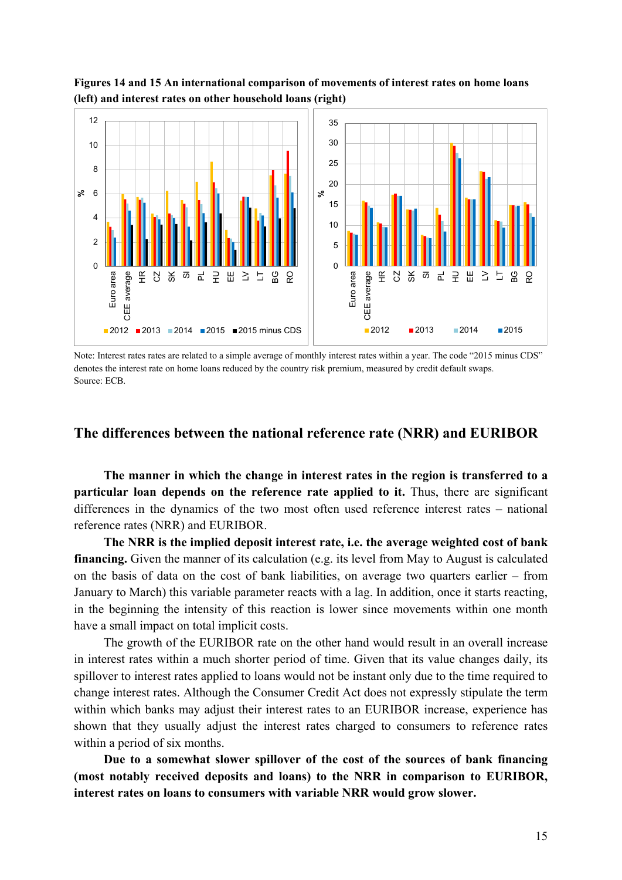**Figures 14 and 15 An international comparison of movements of interest rates on home loans (left) and interest rates on other household loans (right)**

Note: Interest rates rates are related to a simple average of monthly interest rates within a year. The code "2015 minus CDS" denotes the interest rate on home loans reduced by the country risk premium, measured by credit default swaps.
Source: ECB.

## The differences between the national reference rate (NRR) and EURIBOR

**The manner in which the change in interest rates in the region is transferred to a particular loan depends on the reference rate applied to it.** Thus, there are significant differences in the dynamics of the two most often used reference interest rates – national reference rates (NRR) and EURIBOR.

**The NRR is the implied deposit interest rate, i.e. the average weighted cost of bank financing.** Given the manner of its calculation (e.g. its level from May to August is calculated on the basis of data on the cost of bank liabilities, on average two quarters earlier – from January to March) this variable parameter reacts with a lag. In addition, once it starts reacting, in the beginning the intensity of this reaction is lower since movements within one month have a small impact on total implicit costs.

The growth of the EURIBOR rate on the other hand would result in an overall increase in interest rates within a much shorter period of time. Given that its value changes daily, its spillover to interest rates applied to loans would not be instant only due to the time required to change interest rates. Although the Consumer Credit Act does not expressly stipulate the term within which banks may adjust their interest rates to an EURIBOR increase, experience has shown that they usually adjust the interest rates charged to consumers to reference rates within a period of six months.

**Due to a somewhat slower spillover of the cost of the sources of bank financing (most notably received deposits and loans) to the NRR in comparison to EURIBOR, interest rates on loans to consumers with variable NRR would grow slower.**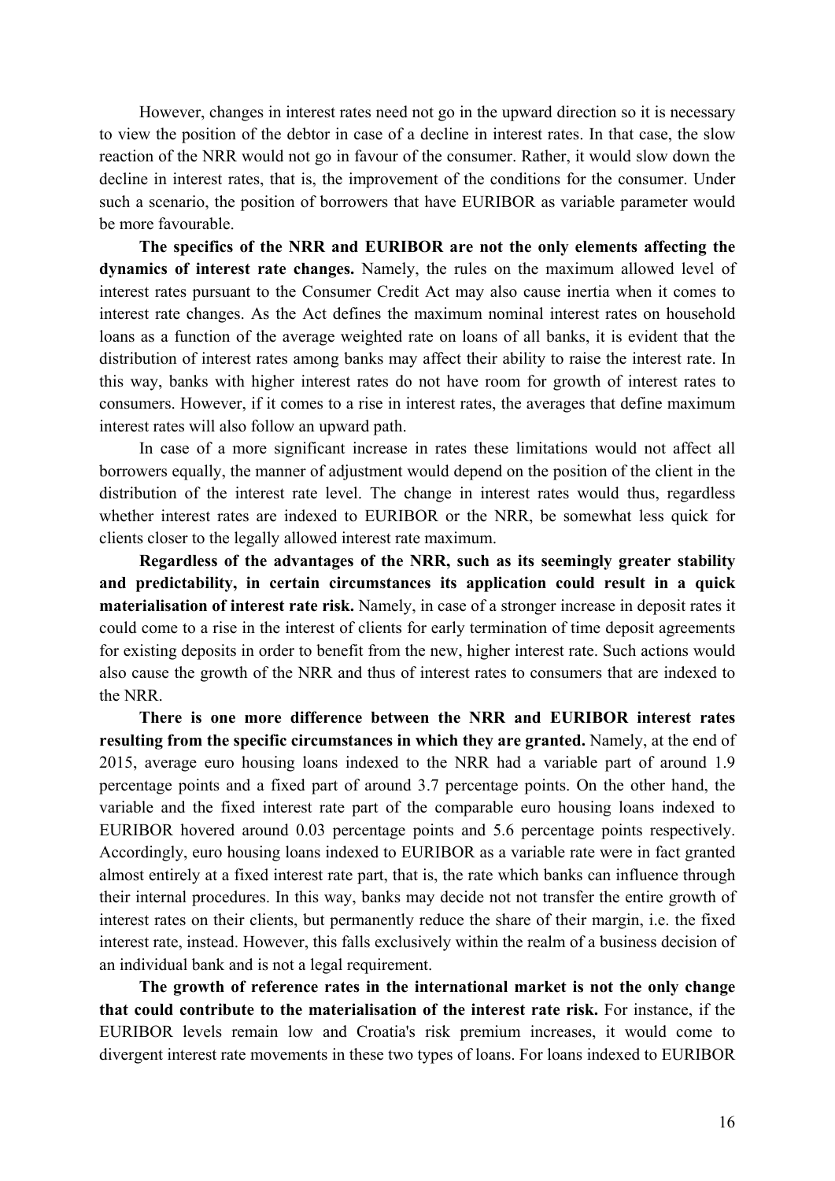However, changes in interest rates need not go in the upward direction so it is necessary to view the position of the debtor in case of a decline in interest rates. In that case, the slow reaction of the NRR would not go in favour of the consumer. Rather, it would slow down the decline in interest rates, that is, the improvement of the conditions for the consumer. Under such a scenario, the position of borrowers that have EURIBOR as variable parameter would be more favourable.

**The specifics of the NRR and EURIBOR are not the only elements affecting the dynamics of interest rate changes.** Namely, the rules on the maximum allowed level of interest rates pursuant to the Consumer Credit Act may also cause inertia when it comes to interest rate changes. As the Act defines the maximum nominal interest rates on household loans as a function of the average weighted rate on loans of all banks, it is evident that the distribution of interest rates among banks may affect their ability to raise the interest rate. In this way, banks with higher interest rates do not have room for growth of interest rates to consumers. However, if it comes to a rise in interest rates, the averages that define maximum interest rates will also follow an upward path.

In case of a more significant increase in rates these limitations would not affect all borrowers equally, the manner of adjustment would depend on the position of the client in the distribution of the interest rate level. The change in interest rates would thus, regardless whether interest rates are indexed to EURIBOR or the NRR, be somewhat less quick for clients closer to the legally allowed interest rate maximum.

**Regardless of the advantages of the NRR, such as its seemingly greater stability and predictability, in certain circumstances its application could result in a quick materialisation of interest rate risk.** Namely, in case of a stronger increase in deposit rates it could come to a rise in the interest of clients for early termination of time deposit agreements for existing deposits in order to benefit from the new, higher interest rate. Such actions would also cause the growth of the NRR and thus of interest rates to consumers that are indexed to the NRR.

**There is one more difference between the NRR and EURIBOR interest rates resulting from the specific circumstances in which they are granted.** Namely, at the end of 2015, average euro housing loans indexed to the NRR had a variable part of around 1.9 percentage points and a fixed part of around 3.7 percentage points. On the other hand, the variable and the fixed interest rate part of the comparable euro housing loans indexed to EURIBOR hovered around 0.03 percentage points and 5.6 percentage points respectively. Accordingly, euro housing loans indexed to EURIBOR as a variable rate were in fact granted almost entirely at a fixed interest rate part, that is, the rate which banks can influence through their internal procedures. In this way, banks may decide not not transfer the entire growth of interest rates on their clients, but permanently reduce the share of their margin, i.e. the fixed interest rate, instead. However, this falls exclusively within the realm of a business decision of an individual bank and is not a legal requirement.

**The growth of reference rates in the international market is not the only change that could contribute to the materialisation of the interest rate risk.** For instance, if the EURIBOR levels remain low and Croatia's risk premium increases, it would come to divergent interest rate movements in these two types of loans. For loans indexed to EURIBOR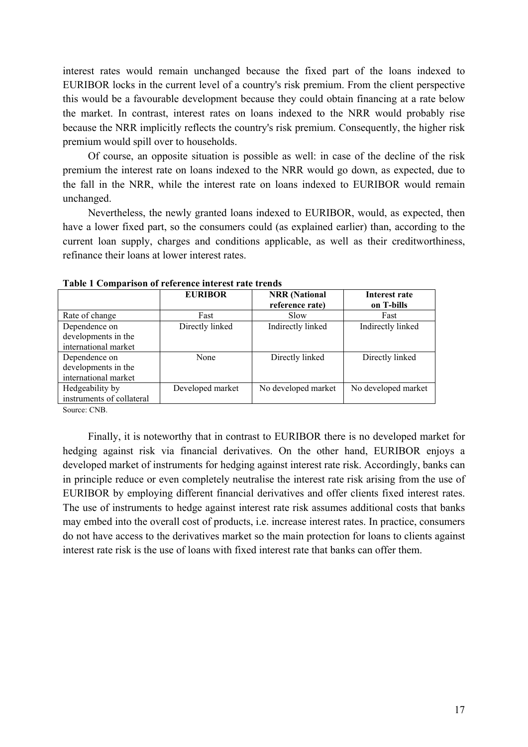interest rates would remain unchanged because the fixed part of the loans indexed to EURIBOR locks in the current level of a country's risk premium. From the client perspective this would be a favourable development because they could obtain financing at a rate below the market. In contrast, interest rates on loans indexed to the NRR would probably rise because the NRR implicitly reflects the country's risk premium. Consequently, the higher risk premium would spill over to households.

Of course, an opposite situation is possible as well: in case of the decline of the risk premium the interest rate on loans indexed to the NRR would go down, as expected, due to the fall in the NRR, while the interest rate on loans indexed to EURIBOR would remain unchanged.

Nevertheless, the newly granted loans indexed to EURIBOR, would, as expected, then have a lower fixed part, so the consumers could (as explained earlier) than, according to the current loan supply, charges and conditions applicable, as well as their creditworthiness, refinance their loans at lower interest rates.

**Table 1 Comparison of reference interest rate trends**

| | **EURIBOR** | **NRR (National reference rate)** | **Interest rate on T-bills** |
|---|---|---|---|
| Rate of change | Fast | Slow | Fast |
| Dependence on developments in the international market | Directly linked | Indirectly linked | Indirectly linked |
| Dependence on developments in the international market | None | Directly linked | Directly linked |
| Hedgeability by instruments of collateral | Developed market | No developed market | No developed market |

Source: CNB.

Finally, it is noteworthy that in contrast to EURIBOR there is no developed market for hedging against risk via financial derivatives. On the other hand, EURIBOR enjoys a developed market of instruments for hedging against interest rate risk. Accordingly, banks can in principle reduce or even completely neutralise the interest rate risk arising from the use of EURIBOR by employing different financial derivatives and offer clients fixed interest rates. The use of instruments to hedge against interest rate risk assumes additional costs that banks may embed into the overall cost of products, i.e. increase interest rates. In practice, consumers do not have access to the derivatives market so the main protection for loans to clients against interest rate risk is the use of loans with fixed interest rate that banks can offer them.